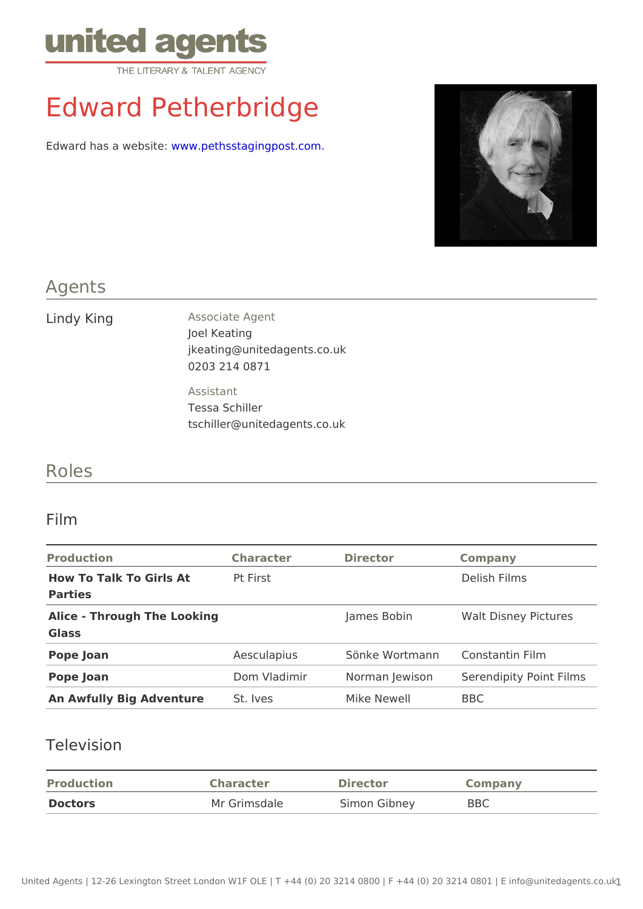united agents

THE LITERARY & TALENT AGENCY

# Edward Petherbridge

Edward has a website: www.pethsstagingpost.com.

## Agents

Lindy King

Associate Agent
Joel Keating
jkeating@unitedagents.co.uk
0203 214 0871

Assistant
Tessa Schiller
tschiller@unitedagents.co.uk

## Roles

### Film

| Production | Character | Director | Company |
|---|---|---|---|
| **How To Talk To Girls At Parties** | Pt First | | Delish Films |
| **Alice - Through The Looking Glass** | | James Bobin | Walt Disney Pictures |
| **Pope Joan** | Aesculapius | Sönke Wortmann | Constantin Film |
| **Pope Joan** | Dom Vladimir | Norman Jewison | Serendipity Point Films |
| **An Awfully Big Adventure** | St. Ives | Mike Newell | BBC |

### Television

| Production | Character | Director | Company |
|---|---|---|---|
| **Doctors** | Mr Grimsdale | Simon Gibney | BBC |

United Agents | 12-26 Lexington Street London W1F OLE | T +44 (0) 20 3214 0800 | F +44 (0) 20 3214 0801 | E info@unitedagents.co.uk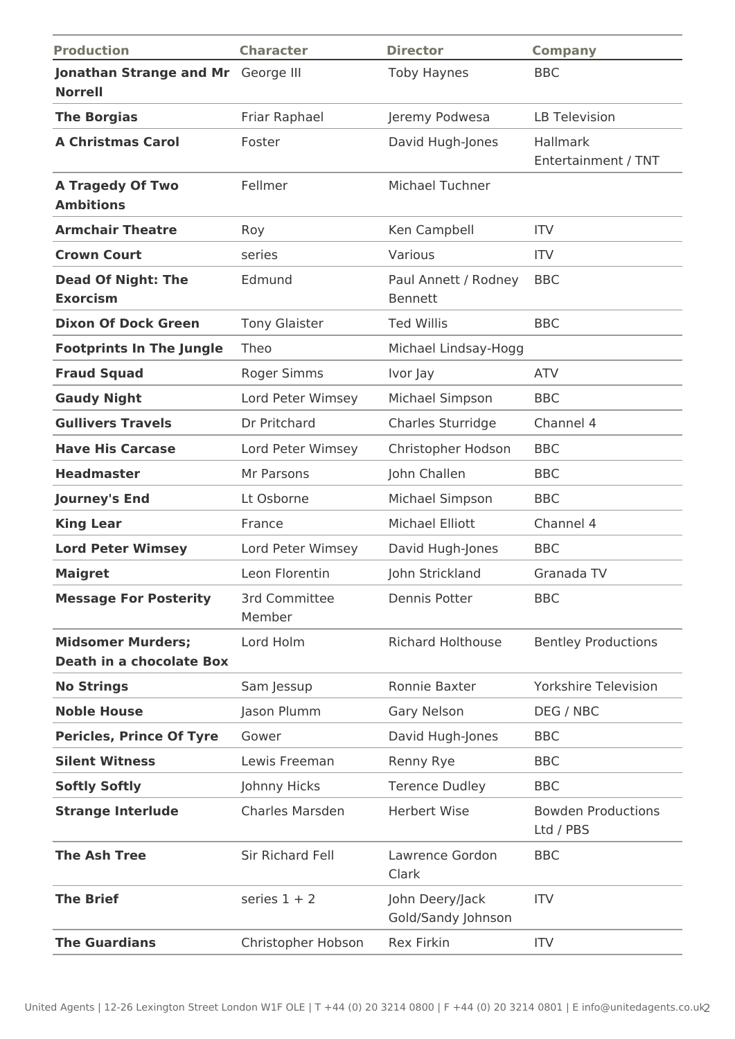| Production | Character | Director | Company |
| --- | --- | --- | --- |
| **Jonathan Strange and Mr Norrell** | George III | Toby Haynes | BBC |
| **The Borgias** | Friar Raphael | Jeremy Podwesa | LB Television |
| **A Christmas Carol** | Foster | David Hugh-Jones | Hallmark Entertainment / TNT |
| **A Tragedy Of Two Ambitions** | Fellmer | Michael Tuchner | |
| **Armchair Theatre** | Roy | Ken Campbell | ITV |
| **Crown Court** | series | Various | ITV |
| **Dead Of Night: The Exorcism** | Edmund | Paul Annett / Rodney Bennett | BBC |
| **Dixon Of Dock Green** | Tony Glaister | Ted Willis | BBC |
| **Footprints In The Jungle** | Theo | Michael Lindsay-Hogg | |
| **Fraud Squad** | Roger Simms | Ivor Jay | ATV |
| **Gaudy Night** | Lord Peter Wimsey | Michael Simpson | BBC |
| **Gullivers Travels** | Dr Pritchard | Charles Sturridge | Channel 4 |
| **Have His Carcase** | Lord Peter Wimsey | Christopher Hodson | BBC |
| **Headmaster** | Mr Parsons | John Challen | BBC |
| **Journey's End** | Lt Osborne | Michael Simpson | BBC |
| **King Lear** | France | Michael Elliott | Channel 4 |
| **Lord Peter Wimsey** | Lord Peter Wimsey | David Hugh-Jones | BBC |
| **Maigret** | Leon Florentin | John Strickland | Granada TV |
| **Message For Posterity** | 3rd Committee Member | Dennis Potter | BBC |
| **Midsomer Murders; Death in a chocolate Box** | Lord Holm | Richard Holthouse | Bentley Productions |
| **No Strings** | Sam Jessup | Ronnie Baxter | Yorkshire Television |
| **Noble House** | Jason Plumm | Gary Nelson | DEG / NBC |
| **Pericles, Prince Of Tyre** | Gower | David Hugh-Jones | BBC |
| **Silent Witness** | Lewis Freeman | Renny Rye | BBC |
| **Softly Softly** | Johnny Hicks | Terence Dudley | BBC |
| **Strange Interlude** | Charles Marsden | Herbert Wise | Bowden Productions Ltd / PBS |
| **The Ash Tree** | Sir Richard Fell | Lawrence Gordon Clark | BBC |
| **The Brief** | series 1 + 2 | John Deery/Jack Gold/Sandy Johnson | ITV |
| **The Guardians** | Christopher Hobson | Rex Firkin | ITV |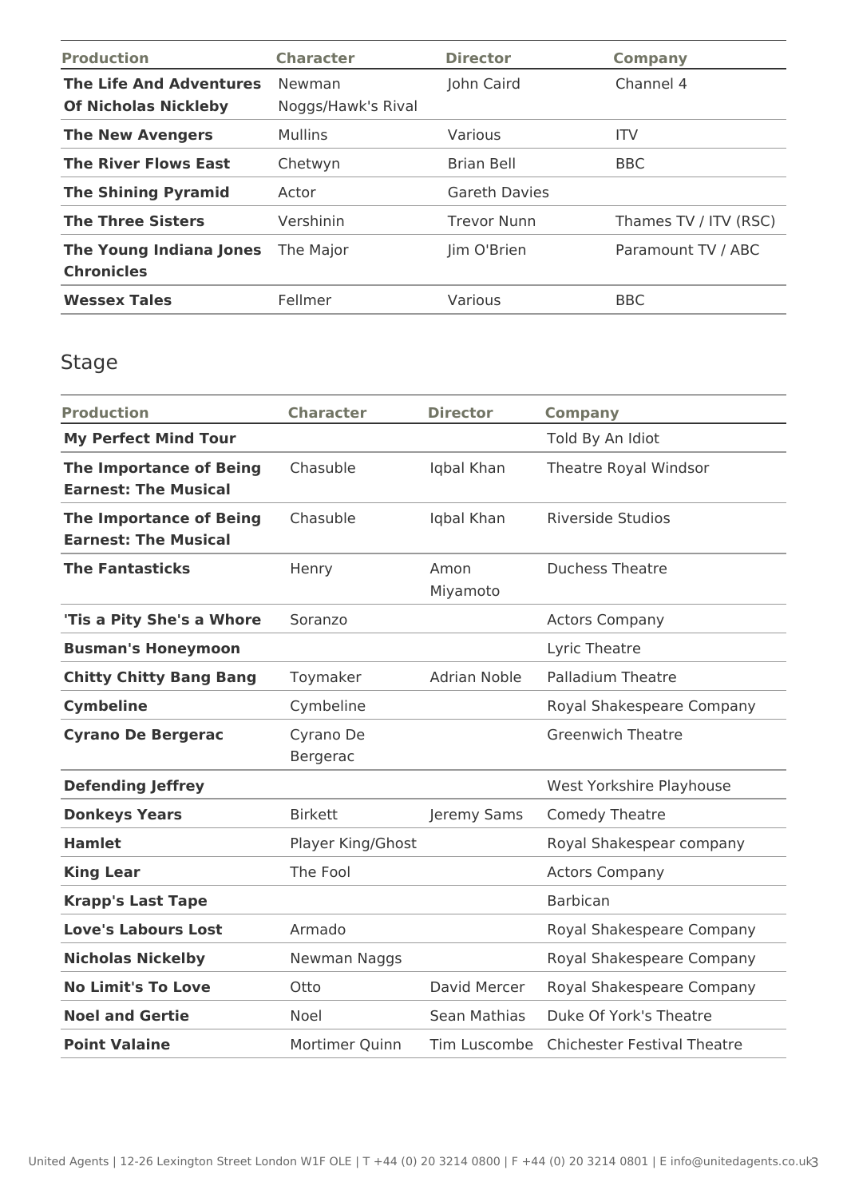| Production | Character | Director | Company |
| --- | --- | --- | --- |
| **The Life And Adventures Of Nicholas Nickleby** | Newman Noggs/Hawk's Rival | John Caird | Channel 4 |
| **The New Avengers** | Mullins | Various | ITV |
| **The River Flows East** | Chetwyn | Brian Bell | BBC |
| **The Shining Pyramid** | Actor | Gareth Davies | |
| **The Three Sisters** | Vershinin | Trevor Nunn | Thames TV / ITV (RSC) |
| **The Young Indiana Jones Chronicles** | The Major | Jim O'Brien | Paramount TV / ABC |
| **Wessex Tales** | Fellmer | Various | BBC |

## Stage

| Production | Character | Director | Company |
| --- | --- | --- | --- |
| **My Perfect Mind Tour** | | | Told By An Idiot |
| **The Importance of Being Earnest: The Musical** | Chasuble | Iqbal Khan | Theatre Royal Windsor |
| **The Importance of Being Earnest: The Musical** | Chasuble | Iqbal Khan | Riverside Studios |
| **The Fantasticks** | Henry | Amon Miyamoto | Duchess Theatre |
| **'Tis a Pity She's a Whore** | Soranzo | | Actors Company |
| **Busman's Honeymoon** | | | Lyric Theatre |
| **Chitty Chitty Bang Bang** | Toymaker | Adrian Noble | Palladium Theatre |
| **Cymbeline** | Cymbeline | | Royal Shakespeare Company |
| **Cyrano De Bergerac** | Cyrano De Bergerac | | Greenwich Theatre |
| **Defending Jeffrey** | | | West Yorkshire Playhouse |
| **Donkeys Years** | Birkett | Jeremy Sams | Comedy Theatre |
| **Hamlet** | Player King/Ghost | | Royal Shakespear company |
| **King Lear** | The Fool | | Actors Company |
| **Krapp's Last Tape** | | | Barbican |
| **Love's Labours Lost** | Armado | | Royal Shakespeare Company |
| **Nicholas Nickelby** | Newman Naggs | | Royal Shakespeare Company |
| **No Limit's To Love** | Otto | David Mercer | Royal Shakespeare Company |
| **Noel and Gertie** | Noel | Sean Mathias | Duke Of York's Theatre |
| **Point Valaine** | Mortimer Quinn | Tim Luscombe | Chichester Festival Theatre |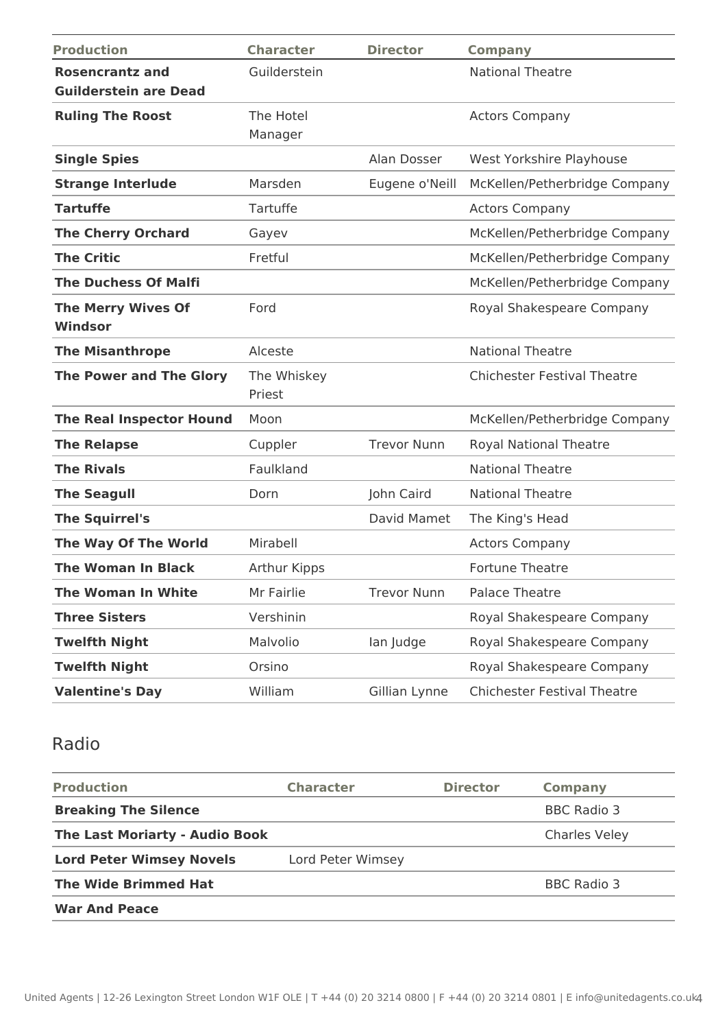| Production | Character | Director | Company |
|---|---|---|---|
| **Rosencrantz and Guilderstein are Dead** | Guilderstein | | National Theatre |
| **Ruling The Roost** | The Hotel Manager | | Actors Company |
| **Single Spies** | | Alan Dosser | West Yorkshire Playhouse |
| **Strange Interlude** | Marsden | Eugene o'Neill | McKellen/Petherbridge Company |
| **Tartuffe** | Tartuffe | | Actors Company |
| **The Cherry Orchard** | Gayev | | McKellen/Petherbridge Company |
| **The Critic** | Fretful | | McKellen/Petherbridge Company |
| **The Duchess Of Malfi** | | | McKellen/Petherbridge Company |
| **The Merry Wives Of Windsor** | Ford | | Royal Shakespeare Company |
| **The Misanthrope** | Alceste | | National Theatre |
| **The Power and The Glory** | The Whiskey Priest | | Chichester Festival Theatre |
| **The Real Inspector Hound** | Moon | | McKellen/Petherbridge Company |
| **The Relapse** | Cuppler | Trevor Nunn | Royal National Theatre |
| **The Rivals** | Faulkland | | National Theatre |
| **The Seagull** | Dorn | John Caird | National Theatre |
| **The Squirrel's** | | David Mamet | The King's Head |
| **The Way Of The World** | Mirabell | | Actors Company |
| **The Woman In Black** | Arthur Kipps | | Fortune Theatre |
| **The Woman In White** | Mr Fairlie | Trevor Nunn | Palace Theatre |
| **Three Sisters** | Vershinin | | Royal Shakespeare Company |
| **Twelfth Night** | Malvolio | Ian Judge | Royal Shakespeare Company |
| **Twelfth Night** | Orsino | | Royal Shakespeare Company |
| **Valentine's Day** | William | Gillian Lynne | Chichester Festival Theatre |

## Radio

| Production | Character | Director | Company |
|---|---|---|---|
| **Breaking The Silence** | | | BBC Radio 3 |
| **The Last Moriarty - Audio Book** | | | Charles Veley |
| **Lord Peter Wimsey Novels** | Lord Peter Wimsey | | |
| **The Wide Brimmed Hat** | | | BBC Radio 3 |
| **War And Peace** | | | |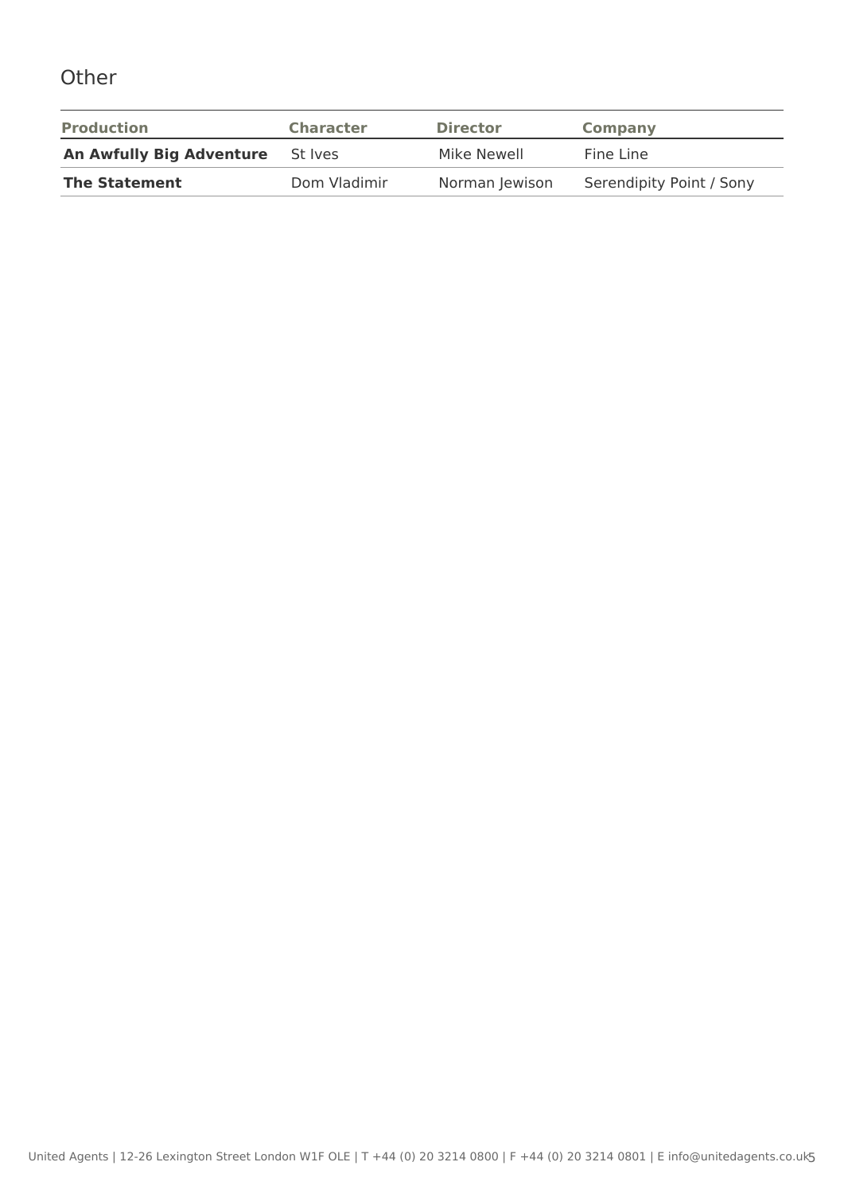## Other

| Production | Character | Director | Company |
| --- | --- | --- | --- |
| **An Awfully Big Adventure** | St Ives | Mike Newell | Fine Line |
| **The Statement** | Dom Vladimir | Norman Jewison | Serendipity Point / Sony |